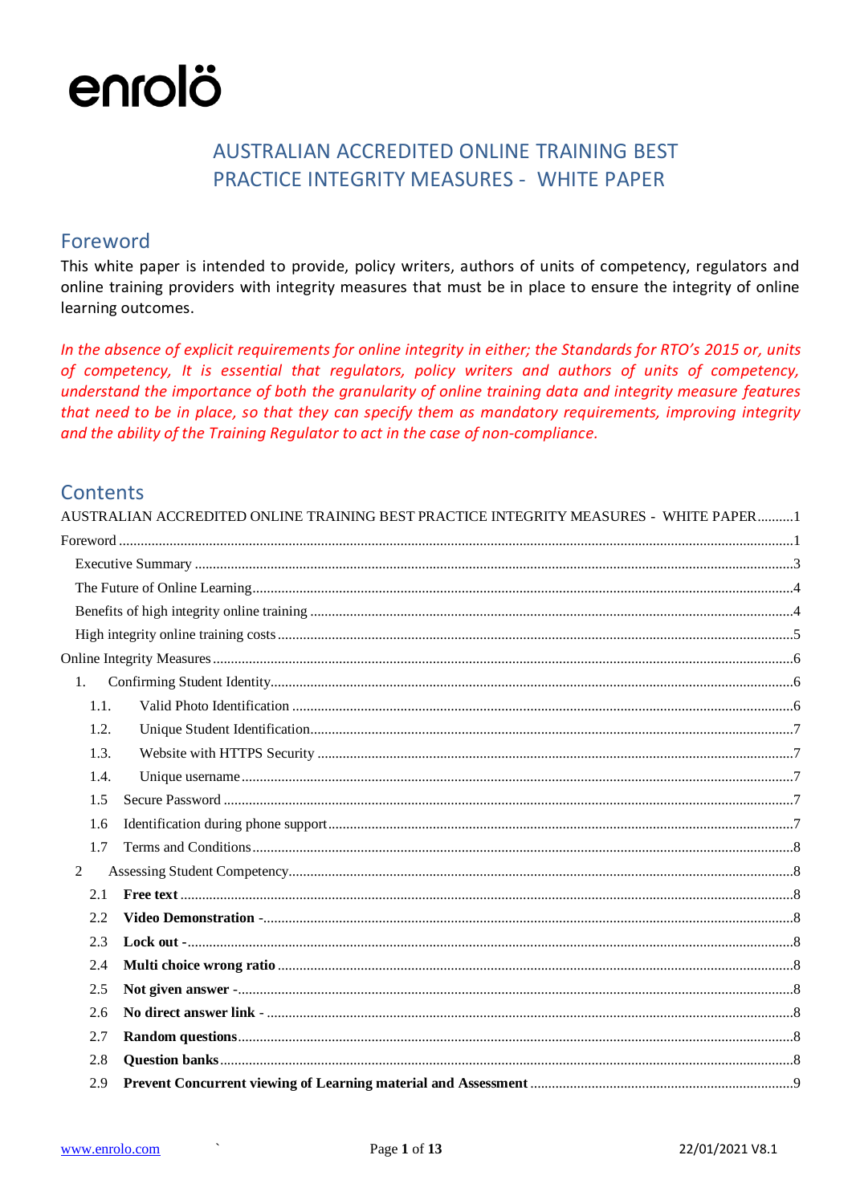enrolö

# AUSTRALIAN ACCREDITED ONLINE TRAINING BEST PRACTICE INTEGRITY MEASURES - WHITE PAPER

## Foreword

This white paper is intended to provide, policy writers, authors of units of competency, regulators and online training providers with integrity measures that must be in place to ensure the integrity of online learning outcomes.

*In the absence of explicit requirements for online integrity in either; the Standards for RTO's 2015 or, units of competency, It is essential that regulators, policy writers and authors of units of competency, understand the importance of both the granularity of online training data and integrity measure features that need to be in place, so that they can specify them as mandatory requirements, improving integrity and the ability of the Training Regulator to act in the case of non-compliance.*

## Contents

AUSTRALIAN ACCREDITED ONLINE TRAINING BEST PRACTICE INTEGRITY MEASURES - WHITE PAPER..........1

Foreword ..........1

- Executive Summary ..........3
- The Future of Online Learning..........4
- Benefits of high integrity online training ..........4
- High integrity online training costs ..........5

Online Integrity Measures ..........6

1. Confirming Student Identity..........6
   - 1.1. Valid Photo Identification ..........6
   - 1.2. Unique Student Identification..........7
   - 1.3. Website with HTTPS Security ..........7
   - 1.4. Unique username..........7
   - 1.5 Secure Password ..........7
   - 1.6 Identification during phone support..........7
   - 1.7 Terms and Conditions..........8
2. Assessing Student Competency..........8
   - 2.1 **Free text** ..........8
   - 2.2 **Video Demonstration -**..........8
   - 2.3 **Lock out -**..........8
   - 2.4 **Multi choice wrong ratio** ..........8
   - 2.5 **Not given answer -**..........8
   - 2.6 **No direct answer link -** ..........8
   - 2.7 **Random questions**..........8
   - 2.8 **Question banks**..........8
   - 2.9 **Prevent Concurrent viewing of Learning material and Assessment** ..........9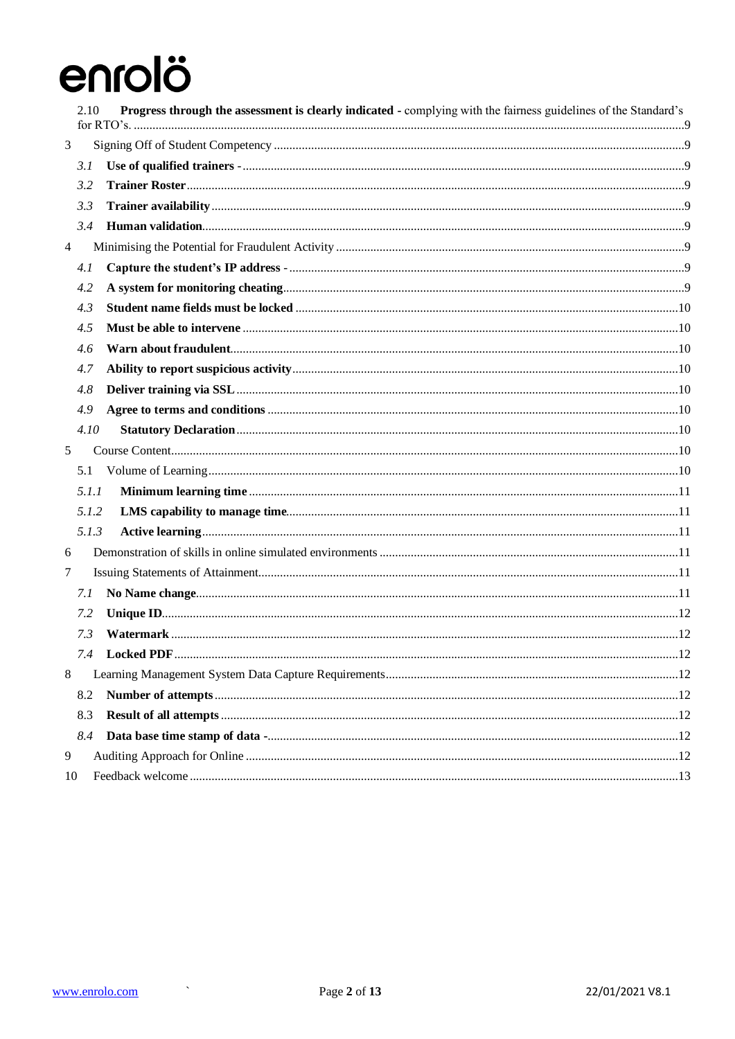2.10 **Progress through the assessment is clearly indicated** - complying with the fairness guidelines of the Standard's for RTO's. ......9

3 Signing Off of Student Competency ......9

*3.1* **Use of qualified trainers** - ......9

*3.2* **Trainer Roster** ......9

*3.3* **Trainer availability** ......9

*3.4* **Human validation** ......9

4 Minimising the Potential for Fraudulent Activity ......9

*4.1* **Capture the student's IP address** - ......9

*4.2* **A system for monitoring cheating** ......9

*4.3* **Student name fields must be locked** ......10

*4.5* **Must be able to intervene** ......10

*4.6* **Warn about fraudulent** ......10

*4.7* **Ability to report suspicious activity** ......10

*4.8* **Deliver training via SSL** ......10

*4.9* **Agree to terms and conditions** ......10

*4.10* **Statutory Declaration** ......10

5 Course Content ......10

5.1 Volume of Learning ......10

*5.1.1* **Minimum learning time** ......11

*5.1.2* **LMS capability to manage time** ......11

*5.1.3* **Active learning** ......11

6 Demonstration of skills in online simulated environments ......11

7 Issuing Statements of Attainment ......11

*7.1* **No Name change** ......11

*7.2* **Unique ID** ......12

*7.3* **Watermark** ......12

*7.4* **Locked PDF** ......12

8 Learning Management System Data Capture Requirements ......12

8.2 **Number of attempts** ......12

8.3 **Result of all attempts** ......12

*8.4* **Data base time stamp of data** - ......12

9 Auditing Approach for Online ......12

10 Feedback welcome ......13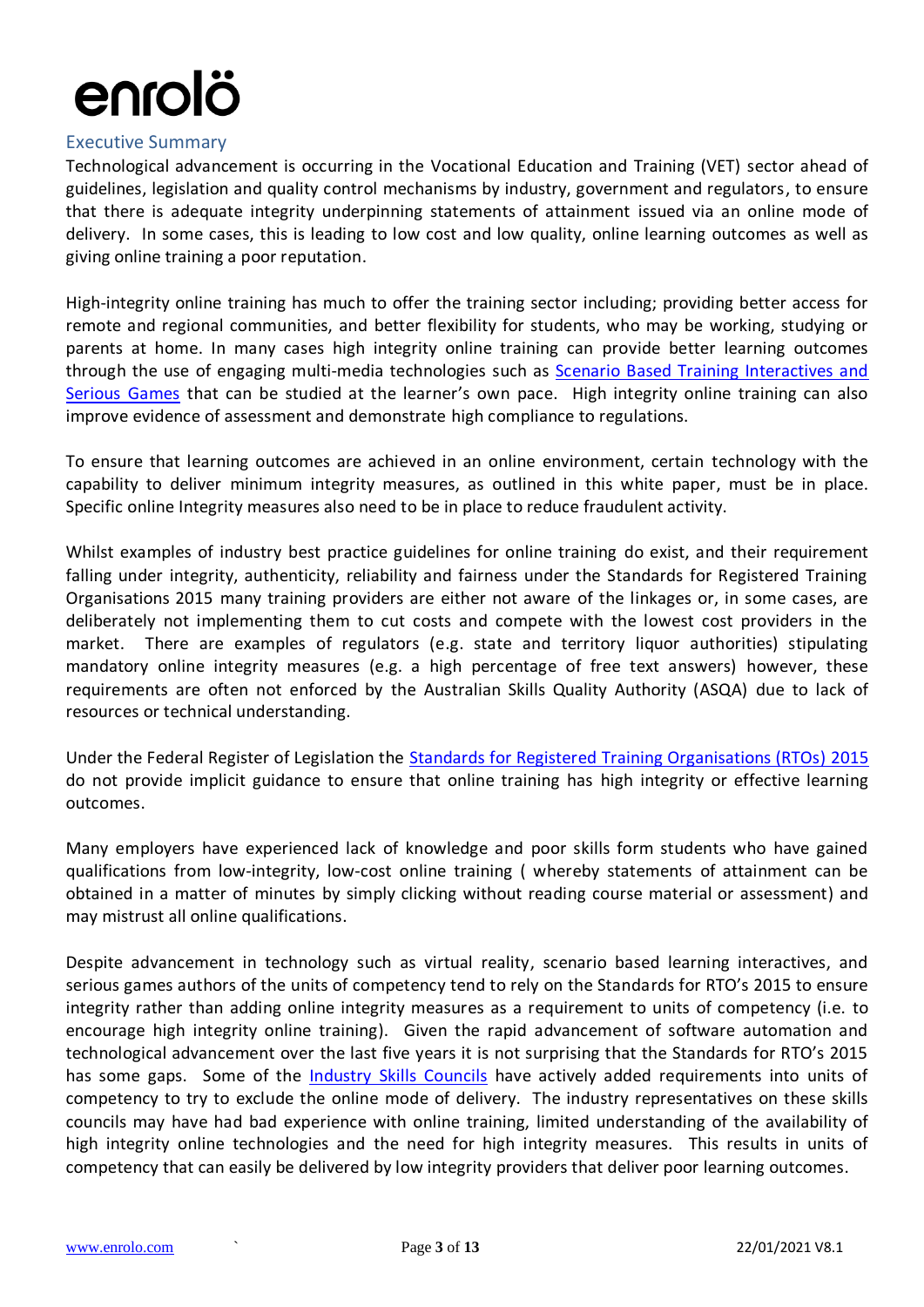enrolö

## Executive Summary

Technological advancement is occurring in the Vocational Education and Training (VET) sector ahead of guidelines, legislation and quality control mechanisms by industry, government and regulators, to ensure that there is adequate integrity underpinning statements of attainment issued via an online mode of delivery. In some cases, this is leading to low cost and low quality, online learning outcomes as well as giving online training a poor reputation.

High-integrity online training has much to offer the training sector including; providing better access for remote and regional communities, and better flexibility for students, who may be working, studying or parents at home. In many cases high integrity online training can provide better learning outcomes through the use of engaging multi-media technologies such as Scenario Based Training Interactives and Serious Games that can be studied at the learner's own pace. High integrity online training can also improve evidence of assessment and demonstrate high compliance to regulations.

To ensure that learning outcomes are achieved in an online environment, certain technology with the capability to deliver minimum integrity measures, as outlined in this white paper, must be in place. Specific online Integrity measures also need to be in place to reduce fraudulent activity.

Whilst examples of industry best practice guidelines for online training do exist, and their requirement falling under integrity, authenticity, reliability and fairness under the Standards for Registered Training Organisations 2015 many training providers are either not aware of the linkages or, in some cases, are deliberately not implementing them to cut costs and compete with the lowest cost providers in the market. There are examples of regulators (e.g. state and territory liquor authorities) stipulating mandatory online integrity measures (e.g. a high percentage of free text answers) however, these requirements are often not enforced by the Australian Skills Quality Authority (ASQA) due to lack of resources or technical understanding.

Under the Federal Register of Legislation the Standards for Registered Training Organisations (RTOs) 2015 do not provide implicit guidance to ensure that online training has high integrity or effective learning outcomes.

Many employers have experienced lack of knowledge and poor skills form students who have gained qualifications from low-integrity, low-cost online training ( whereby statements of attainment can be obtained in a matter of minutes by simply clicking without reading course material or assessment) and may mistrust all online qualifications.

Despite advancement in technology such as virtual reality, scenario based learning interactives, and serious games authors of the units of competency tend to rely on the Standards for RTO's 2015 to ensure integrity rather than adding online integrity measures as a requirement to units of competency (i.e. to encourage high integrity online training). Given the rapid advancement of software automation and technological advancement over the last five years it is not surprising that the Standards for RTO's 2015 has some gaps. Some of the Industry Skills Councils have actively added requirements into units of competency to try to exclude the online mode of delivery. The industry representatives on these skills councils may have had bad experience with online training, limited understanding of the availability of high integrity online technologies and the need for high integrity measures. This results in units of competency that can easily be delivered by low integrity providers that deliver poor learning outcomes.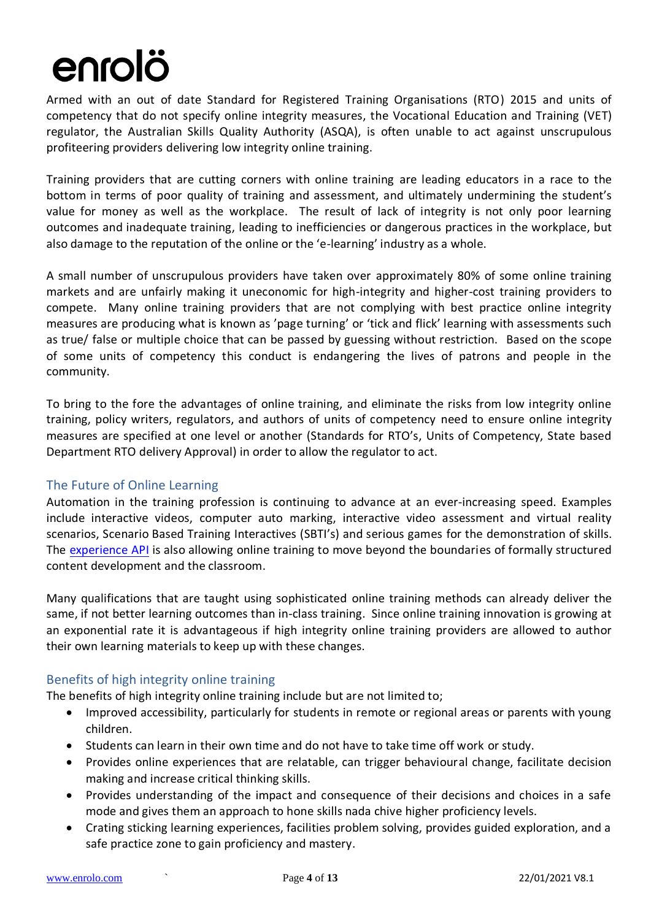Armed with an out of date Standard for Registered Training Organisations (RTO) 2015 and units of competency that do not specify online integrity measures, the Vocational Education and Training (VET) regulator, the Australian Skills Quality Authority (ASQA), is often unable to act against unscrupulous profiteering providers delivering low integrity online training.

Training providers that are cutting corners with online training are leading educators in a race to the bottom in terms of poor quality of training and assessment, and ultimately undermining the student's value for money as well as the workplace. The result of lack of integrity is not only poor learning outcomes and inadequate training, leading to inefficiencies or dangerous practices in the workplace, but also damage to the reputation of the online or the 'e-learning' industry as a whole.

A small number of unscrupulous providers have taken over approximately 80% of some online training markets and are unfairly making it uneconomic for high-integrity and higher-cost training providers to compete. Many online training providers that are not complying with best practice online integrity measures are producing what is known as 'page turning' or 'tick and flick' learning with assessments such as true/ false or multiple choice that can be passed by guessing without restriction. Based on the scope of some units of competency this conduct is endangering the lives of patrons and people in the community.

To bring to the fore the advantages of online training, and eliminate the risks from low integrity online training, policy writers, regulators, and authors of units of competency need to ensure online integrity measures are specified at one level or another (Standards for RTO's, Units of Competency, State based Department RTO delivery Approval) in order to allow the regulator to act.

## The Future of Online Learning

Automation in the training profession is continuing to advance at an ever-increasing speed. Examples include interactive videos, computer auto marking, interactive video assessment and virtual reality scenarios, Scenario Based Training Interactives (SBTI's) and serious games for the demonstration of skills. The experience API is also allowing online training to move beyond the boundaries of formally structured content development and the classroom.

Many qualifications that are taught using sophisticated online training methods can already deliver the same, if not better learning outcomes than in-class training. Since online training innovation is growing at an exponential rate it is advantageous if high integrity online training providers are allowed to author their own learning materials to keep up with these changes.

## Benefits of high integrity online training

The benefits of high integrity online training include but are not limited to;

- Improved accessibility, particularly for students in remote or regional areas or parents with young children.
- Students can learn in their own time and do not have to take time off work or study.
- Provides online experiences that are relatable, can trigger behavioural change, facilitate decision making and increase critical thinking skills.
- Provides understanding of the impact and consequence of their decisions and choices in a safe mode and gives them an approach to hone skills nada chive higher proficiency levels.
- Crating sticking learning experiences, facilities problem solving, provides guided exploration, and a safe practice zone to gain proficiency and mastery.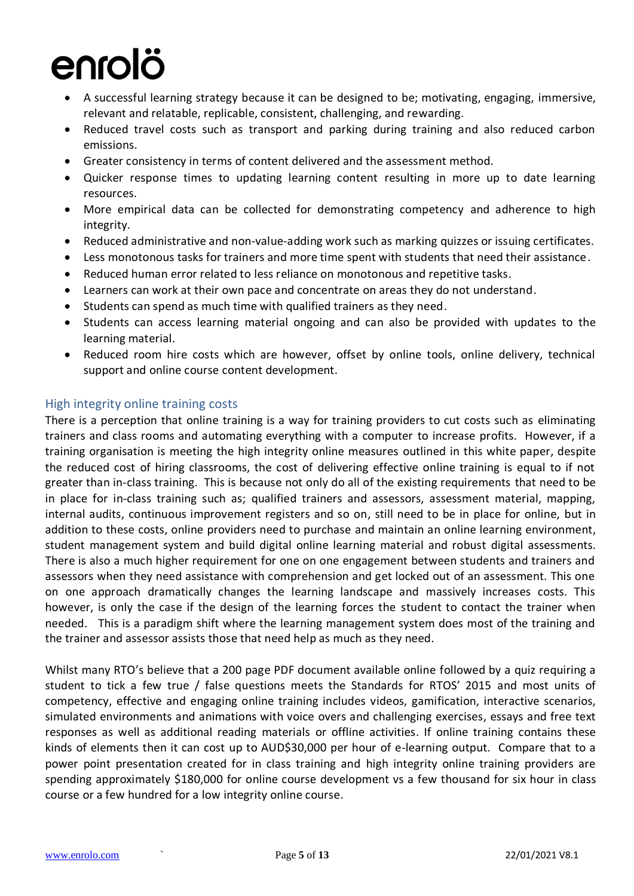- A successful learning strategy because it can be designed to be; motivating, engaging, immersive, relevant and relatable, replicable, consistent, challenging, and rewarding.
- Reduced travel costs such as transport and parking during training and also reduced carbon emissions.
- Greater consistency in terms of content delivered and the assessment method.
- Quicker response times to updating learning content resulting in more up to date learning resources.
- More empirical data can be collected for demonstrating competency and adherence to high integrity.
- Reduced administrative and non-value-adding work such as marking quizzes or issuing certificates.
- Less monotonous tasks for trainers and more time spent with students that need their assistance.
- Reduced human error related to less reliance on monotonous and repetitive tasks.
- Learners can work at their own pace and concentrate on areas they do not understand.
- Students can spend as much time with qualified trainers as they need.
- Students can access learning material ongoing and can also be provided with updates to the learning material.
- Reduced room hire costs which are however, offset by online tools, online delivery, technical support and online course content development.

## High integrity online training costs

There is a perception that online training is a way for training providers to cut costs such as eliminating trainers and class rooms and automating everything with a computer to increase profits. However, if a training organisation is meeting the high integrity online measures outlined in this white paper, despite the reduced cost of hiring classrooms, the cost of delivering effective online training is equal to if not greater than in-class training. This is because not only do all of the existing requirements that need to be in place for in-class training such as; qualified trainers and assessors, assessment material, mapping, internal audits, continuous improvement registers and so on, still need to be in place for online, but in addition to these costs, online providers need to purchase and maintain an online learning environment, student management system and build digital online learning material and robust digital assessments. There is also a much higher requirement for one on one engagement between students and trainers and assessors when they need assistance with comprehension and get locked out of an assessment. This one on one approach dramatically changes the learning landscape and massively increases costs. This however, is only the case if the design of the learning forces the student to contact the trainer when needed. This is a paradigm shift where the learning management system does most of the training and the trainer and assessor assists those that need help as much as they need.

Whilst many RTO's believe that a 200 page PDF document available online followed by a quiz requiring a student to tick a few true / false questions meets the Standards for RTOS' 2015 and most units of competency, effective and engaging online training includes videos, gamification, interactive scenarios, simulated environments and animations with voice overs and challenging exercises, essays and free text responses as well as additional reading materials or offline activities. If online training contains these kinds of elements then it can cost up to AUD$30,000 per hour of e-learning output. Compare that to a power point presentation created for in class training and high integrity online training providers are spending approximately $180,000 for online course development vs a few thousand for six hour in class course or a few hundred for a low integrity online course.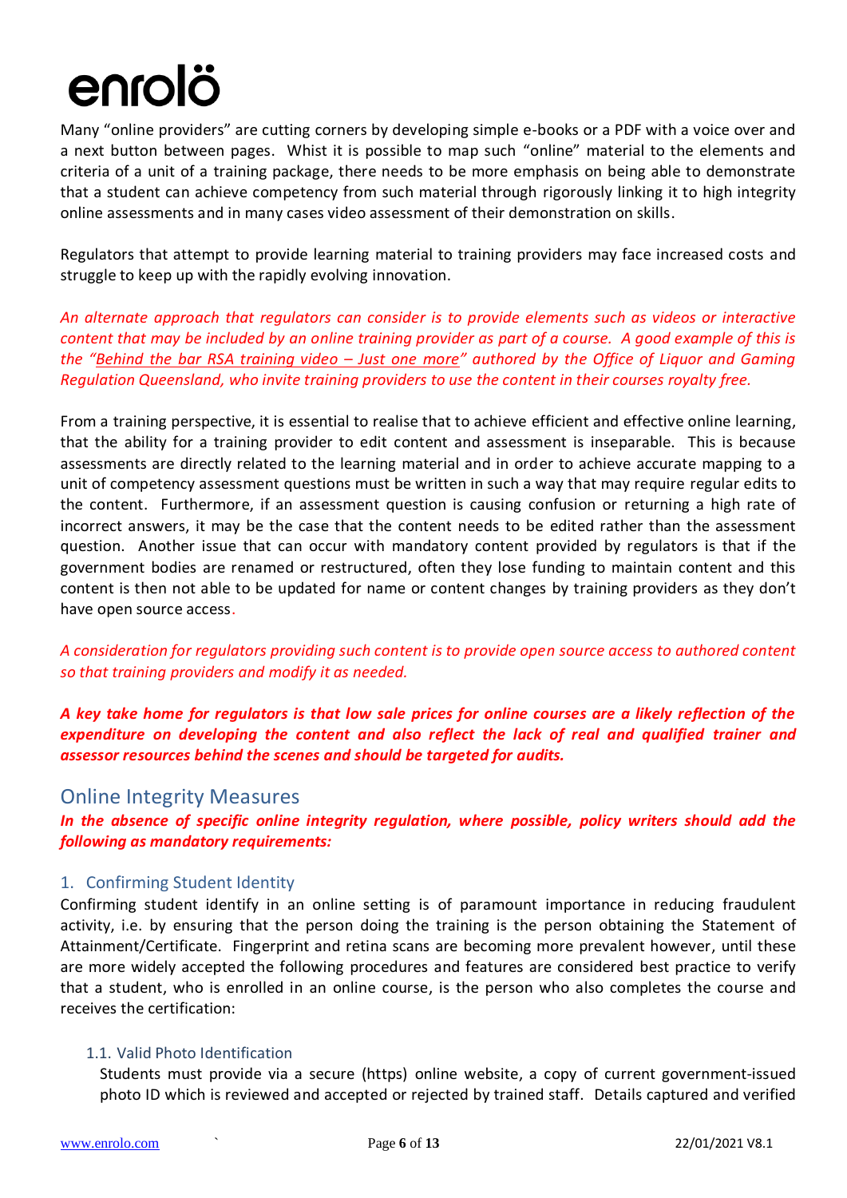Many "online providers" are cutting corners by developing simple e-books or a PDF with a voice over and a next button between pages. Whilst it is possible to map such "online" material to the elements and criteria of a unit of a training package, there needs to be more emphasis on being able to demonstrate that a student can achieve competency from such material through rigorously linking it to high integrity online assessments and in many cases video assessment of their demonstration on skills.

Regulators that attempt to provide learning material to training providers may face increased costs and struggle to keep up with the rapidly evolving innovation.

*An alternate approach that regulators can consider is to provide elements such as videos or interactive content that may be included by an online training provider as part of a course. A good example of this is the "Behind the bar RSA training video – Just one more" authored by the Office of Liquor and Gaming Regulation Queensland, who invite training providers to use the content in their courses royalty free.*

From a training perspective, it is essential to realise that to achieve efficient and effective online learning, that the ability for a training provider to edit content and assessment is inseparable. This is because assessments are directly related to the learning material and in order to achieve accurate mapping to a unit of competency assessment questions must be written in such a way that may require regular edits to the content. Furthermore, if an assessment question is causing confusion or returning a high rate of incorrect answers, it may be the case that the content needs to be edited rather than the assessment question. Another issue that can occur with mandatory content provided by regulators is that if the government bodies are renamed or restructured, often they lose funding to maintain content and this content is then not able to be updated for name or content changes by training providers as they don't have open source access.

*A consideration for regulators providing such content is to provide open source access to authored content so that training providers and modify it as needed.*

***A key take home for regulators is that low sale prices for online courses are a likely reflection of the expenditure on developing the content and also reflect the lack of real and qualified trainer and assessor resources behind the scenes and should be targeted for audits.***

## Online Integrity Measures

***In the absence of specific online integrity regulation, where possible, policy writers should add the following as mandatory requirements:***

### 1. Confirming Student Identity

Confirming student identify in an online setting is of paramount importance in reducing fraudulent activity, i.e. by ensuring that the person doing the training is the person obtaining the Statement of Attainment/Certificate. Fingerprint and retina scans are becoming more prevalent however, until these are more widely accepted the following procedures and features are considered best practice to verify that a student, who is enrolled in an online course, is the person who also completes the course and receives the certification:

#### 1.1. Valid Photo Identification

Students must provide via a secure (https) online website, a copy of current government-issued photo ID which is reviewed and accepted or rejected by trained staff. Details captured and verified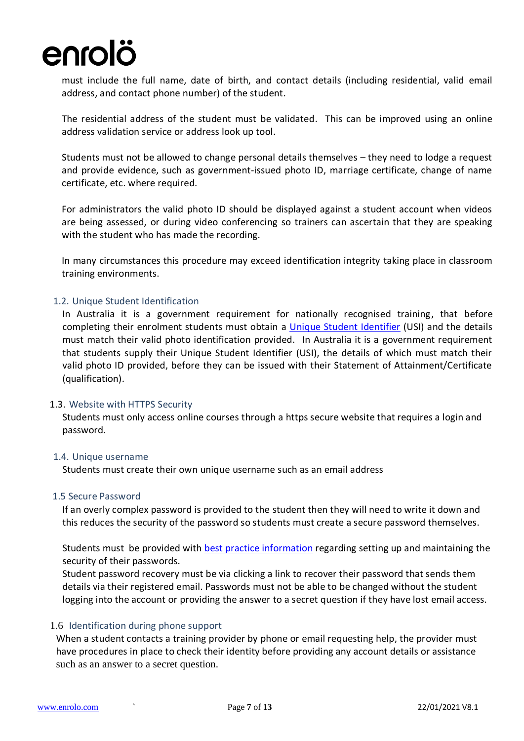must include the full name, date of birth, and contact details (including residential, valid email address, and contact phone number) of the student.

The residential address of the student must be validated. This can be improved using an online address validation service or address look up tool.

Students must not be allowed to change personal details themselves – they need to lodge a request and provide evidence, such as government-issued photo ID, marriage certificate, change of name certificate, etc. where required.

For administrators the valid photo ID should be displayed against a student account when videos are being assessed, or during video conferencing so trainers can ascertain that they are speaking with the student who has made the recording.

In many circumstances this procedure may exceed identification integrity taking place in classroom training environments.

### 1.2. Unique Student Identification

In Australia it is a government requirement for nationally recognised training, that before completing their enrolment students must obtain a [Unique Student Identifier](#) (USI) and the details must match their valid photo identification provided. In Australia it is a government requirement that students supply their Unique Student Identifier (USI), the details of which must match their valid photo ID provided, before they can be issued with their Statement of Attainment/Certificate (qualification).

### 1.3. Website with HTTPS Security

Students must only access online courses through a https secure website that requires a login and password.

### 1.4. Unique username

Students must create their own unique username such as an email address

### 1.5 Secure Password

If an overly complex password is provided to the student then they will need to write it down and this reduces the security of the password so students must create a secure password themselves.

Students must be provided with [best practice information](#) regarding setting up and maintaining the security of their passwords.
Student password recovery must be via clicking a link to recover their password that sends them details via their registered email. Passwords must not be able to be changed without the student logging into the account or providing the answer to a secret question if they have lost email access.

### 1.6 Identification during phone support

When a student contacts a training provider by phone or email requesting help, the provider must have procedures in place to check their identity before providing any account details or assistance such as an answer to a secret question.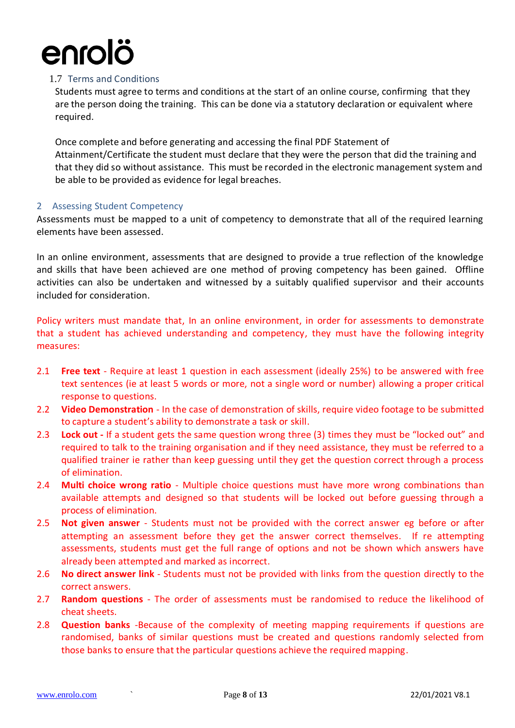### 1.7 Terms and Conditions

Students must agree to terms and conditions at the start of an online course, confirming that they are the person doing the training. This can be done via a statutory declaration or equivalent where required.

Once complete and before generating and accessing the final PDF Statement of Attainment/Certificate the student must declare that they were the person that did the training and that they did so without assistance. This must be recorded in the electronic management system and be able to be provided as evidence for legal breaches.

## 2 Assessing Student Competency

Assessments must be mapped to a unit of competency to demonstrate that all of the required learning elements have been assessed.

In an online environment, assessments that are designed to provide a true reflection of the knowledge and skills that have been achieved are one method of proving competency has been gained. Offline activities can also be undertaken and witnessed by a suitably qualified supervisor and their accounts included for consideration.

Policy writers must mandate that, In an online environment, in order for assessments to demonstrate that a student has achieved understanding and competency, they must have the following integrity measures:

2.1 **Free text** - Require at least 1 question in each assessment (ideally 25%) to be answered with free text sentences (ie at least 5 words or more, not a single word or number) allowing a proper critical response to questions.

2.2 **Video Demonstration** - In the case of demonstration of skills, require video footage to be submitted to capture a student's ability to demonstrate a task or skill.

2.3 **Lock out -** If a student gets the same question wrong three (3) times they must be "locked out" and required to talk to the training organisation and if they need assistance, they must be referred to a qualified trainer ie rather than keep guessing until they get the question correct through a process of elimination.

2.4 **Multi choice wrong ratio** - Multiple choice questions must have more wrong combinations than available attempts and designed so that students will be locked out before guessing through a process of elimination.

2.5 **Not given answer** - Students must not be provided with the correct answer eg before or after attempting an assessment before they get the answer correct themselves. If re attempting assessments, students must get the full range of options and not be shown which answers have already been attempted and marked as incorrect.

2.6 **No direct answer link** - Students must not be provided with links from the question directly to the correct answers.

2.7 **Random questions** - The order of assessments must be randomised to reduce the likelihood of cheat sheets.

2.8 **Question banks** -Because of the complexity of meeting mapping requirements if questions are randomised, banks of similar questions must be created and questions randomly selected from those banks to ensure that the particular questions achieve the required mapping.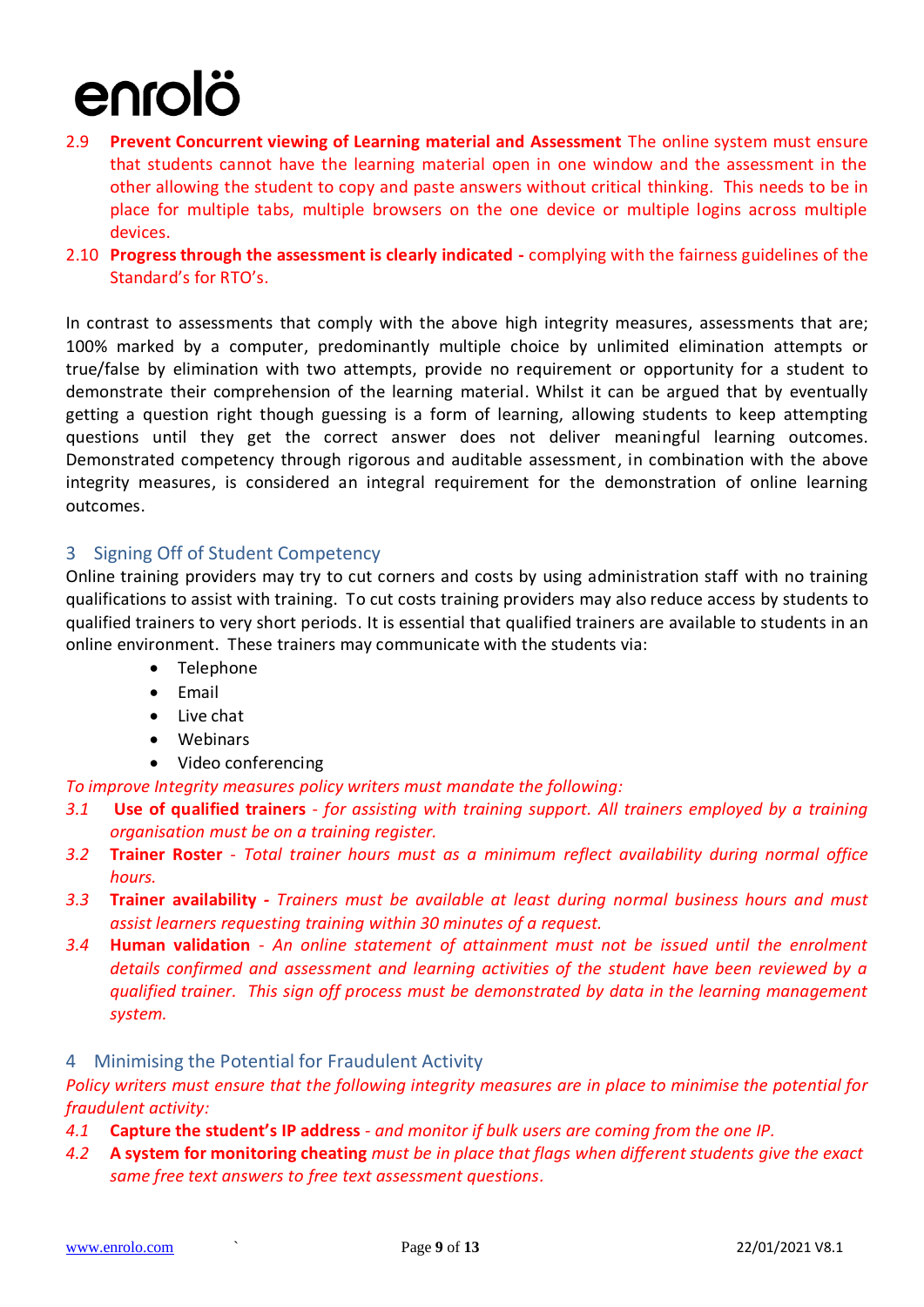2.9 **Prevent Concurrent viewing of Learning material and Assessment** The online system must ensure that students cannot have the learning material open in one window and the assessment in the other allowing the student to copy and paste answers without critical thinking. This needs to be in place for multiple tabs, multiple browsers on the one device or multiple logins across multiple devices.

2.10 **Progress through the assessment is clearly indicated -** complying with the fairness guidelines of the Standard's for RTO's.

In contrast to assessments that comply with the above high integrity measures, assessments that are; 100% marked by a computer, predominantly multiple choice by unlimited elimination attempts or true/false by elimination with two attempts, provide no requirement or opportunity for a student to demonstrate their comprehension of the learning material. Whilst it can be argued that by eventually getting a question right though guessing is a form of learning, allowing students to keep attempting questions until they get the correct answer does not deliver meaningful learning outcomes. Demonstrated competency through rigorous and auditable assessment, in combination with the above integrity measures, is considered an integral requirement for the demonstration of online learning outcomes.

## 3 Signing Off of Student Competency

Online training providers may try to cut corners and costs by using administration staff with no training qualifications to assist with training. To cut costs training providers may also reduce access by students to qualified trainers to very short periods. It is essential that qualified trainers are available to students in an online environment. These trainers may communicate with the students via:

- Telephone
- Email
- Live chat
- Webinars
- Video conferencing

*To improve Integrity measures policy writers must mandate the following:*

*3.1* **Use of qualified trainers** *- for assisting with training support. All trainers employed by a training organisation must be on a training register.*

*3.2* **Trainer Roster** *- Total trainer hours must as a minimum reflect availability during normal office hours.*

*3.3* **Trainer availability -** *Trainers must be available at least during normal business hours and must assist learners requesting training within 30 minutes of a request.*

*3.4* **Human validation** *- An online statement of attainment must not be issued until the enrolment details confirmed and assessment and learning activities of the student have been reviewed by a qualified trainer. This sign off process must be demonstrated by data in the learning management system.*

## 4 Minimising the Potential for Fraudulent Activity

*Policy writers must ensure that the following integrity measures are in place to minimise the potential for fraudulent activity:*

*4.1* **Capture the student's IP address** *- and monitor if bulk users are coming from the one IP.*

*4.2* **A system for monitoring cheating** *must be in place that flags when different students give the exact same free text answers to free text assessment questions.*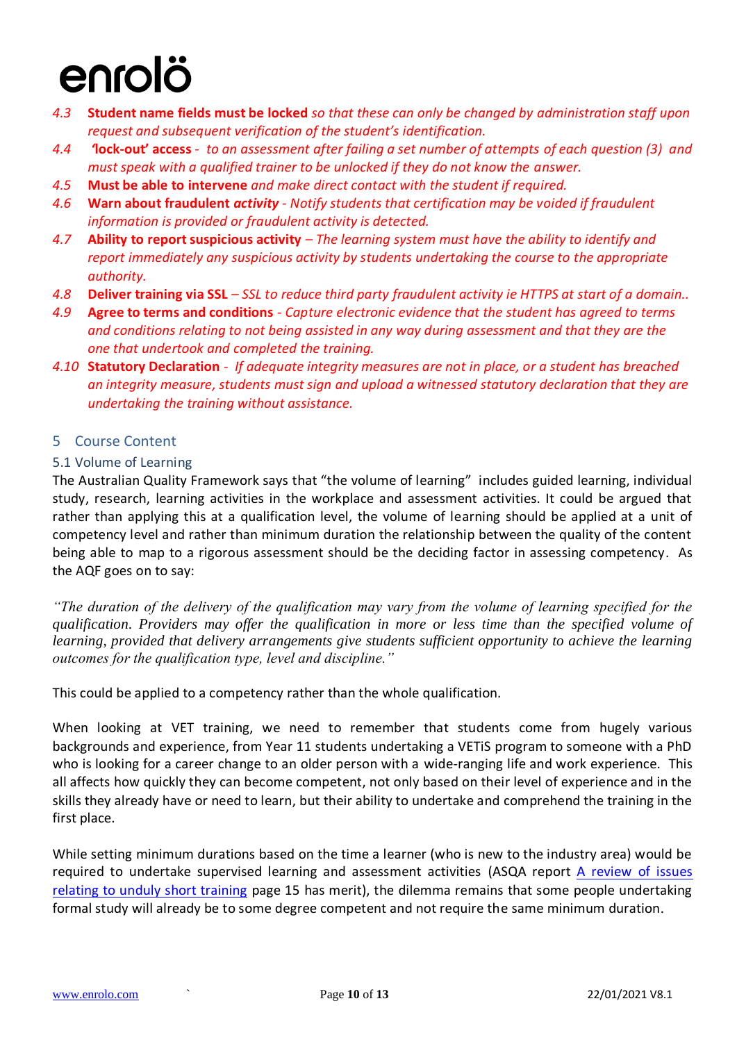4.3 **Student name fields must be locked** *so that these can only be changed by administration staff upon request and subsequent verification of the student's identification.*

4.4 **'lock-out' access** - *to an assessment after failing a set number of attempts of each question (3) and must speak with a qualified trainer to be unlocked if they do not know the answer.*

4.5 **Must be able to intervene** *and make direct contact with the student if required.*

4.6 **Warn about fraudulent *activity*** - *Notify students that certification may be voided if fraudulent information is provided or fraudulent activity is detected.*

4.7 **Ability to report suspicious activity** – *The learning system must have the ability to identify and report immediately any suspicious activity by students undertaking the course to the appropriate authority.*

4.8 **Deliver training via SSL** – *SSL to reduce third party fraudulent activity ie HTTPS at start of a domain..*

4.9 **Agree to terms and conditions** - *Capture electronic evidence that the student has agreed to terms and conditions relating to not being assisted in any way during assessment and that they are the one that undertook and completed the training.*

4.10 **Statutory Declaration** - *If adequate integrity measures are not in place, or a student has breached an integrity measure, students must sign and upload a witnessed statutory declaration that they are undertaking the training without assistance.*

## 5 Course Content

### 5.1 Volume of Learning

The Australian Quality Framework says that "the volume of learning" includes guided learning, individual study, research, learning activities in the workplace and assessment activities. It could be argued that rather than applying this at a qualification level, the volume of learning should be applied at a unit of competency level and rather than minimum duration the relationship between the quality of the content being able to map to a rigorous assessment should be the deciding factor in assessing competency. As the AQF goes on to say:

*"The duration of the delivery of the qualification may vary from the volume of learning specified for the qualification. Providers may offer the qualification in more or less time than the specified volume of learning, provided that delivery arrangements give students sufficient opportunity to achieve the learning outcomes for the qualification type, level and discipline."*

This could be applied to a competency rather than the whole qualification.

When looking at VET training, we need to remember that students come from hugely various backgrounds and experience, from Year 11 students undertaking a VETiS program to someone with a PhD who is looking for a career change to an older person with a wide-ranging life and work experience. This all affects how quickly they can become competent, not only based on their level of experience and in the skills they already have or need to learn, but their ability to undertake and comprehend the training in the first place.

While setting minimum durations based on the time a learner (who is new to the industry area) would be required to undertake supervised learning and assessment activities (ASQA report A review of issues relating to unduly short training page 15 has merit), the dilemma remains that some people undertaking formal study will already be to some degree competent and not require the same minimum duration.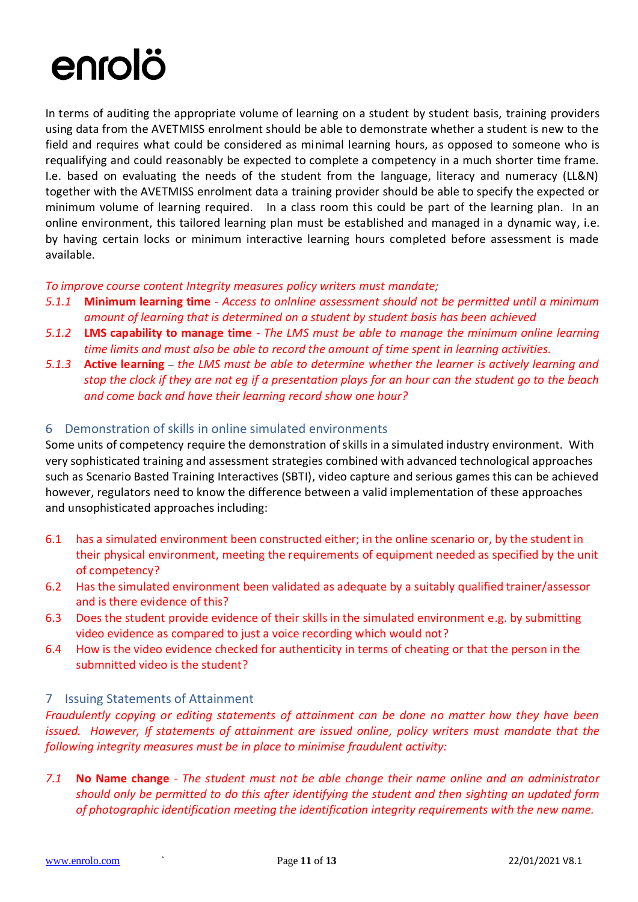In terms of auditing the appropriate volume of learning on a student by student basis, training providers using data from the AVETMISS enrolment should be able to demonstrate whether a student is new to the field and requires what could be considered as minimal learning hours, as opposed to someone who is requalifying and could reasonably be expected to complete a competency in a much shorter time frame. I.e. based on evaluating the needs of the student from the language, literacy and numeracy (LL&N) together with the AVETMISS enrolment data a training provider should be able to specify the expected or minimum volume of learning required. In a class room this could be part of the learning plan. In an online environment, this tailored learning plan must be established and managed in a dynamic way, i.e. by having certain locks or minimum interactive learning hours completed before assessment is made available.

*To improve course content Integrity measures policy writers must mandate;*

*5.1.1* **Minimum learning time** - *Access to onlnline assessment should not be permitted until a minimum amount of learning that is determined on a student by student basis has been achieved*

*5.1.2* **LMS capability to manage time** - *The LMS must be able to manage the minimum online learning time limits and must also be able to record the amount of time spent in learning activities.*

*5.1.3* **Active learning** – *the LMS must be able to determine whether the learner is actively learning and stop the clock if they are not eg if a presentation plays for an hour can the student go to the beach and come back and have their learning record show one hour?*

## 6 Demonstration of skills in online simulated environments

Some units of competency require the demonstration of skills in a simulated industry environment. With very sophisticated training and assessment strategies combined with advanced technological approaches such as Scenario Basted Training Interactives (SBTI), video capture and serious games this can be achieved however, regulators need to know the difference between a valid implementation of these approaches and unsophisticated approaches including:

6.1 has a simulated environment been constructed either; in the online scenario or, by the student in their physical environment, meeting the requirements of equipment needed as specified by the unit of competency?

6.2 Has the simulated environment been validated as adequate by a suitably qualified trainer/assessor and is there evidence of this?

6.3 Does the student provide evidence of their skills in the simulated environment e.g. by submitting video evidence as compared to just a voice recording which would not?

6.4 How is the video evidence checked for authenticity in terms of cheating or that the person in the submitted video is the student?

## 7 Issuing Statements of Attainment

*Fraudulently copying or editing statements of attainment can be done no matter how they have been issued. However, If statements of attainment are issued online, policy writers must mandate that the following integrity measures must be in place to minimise fraudulent activity:*

*7.1* **No Name change** - *The student must not be able change their name online and an administrator should only be permitted to do this after identifying the student and then sighting an updated form of photographic identification meeting the identification integrity requirements with the new name.*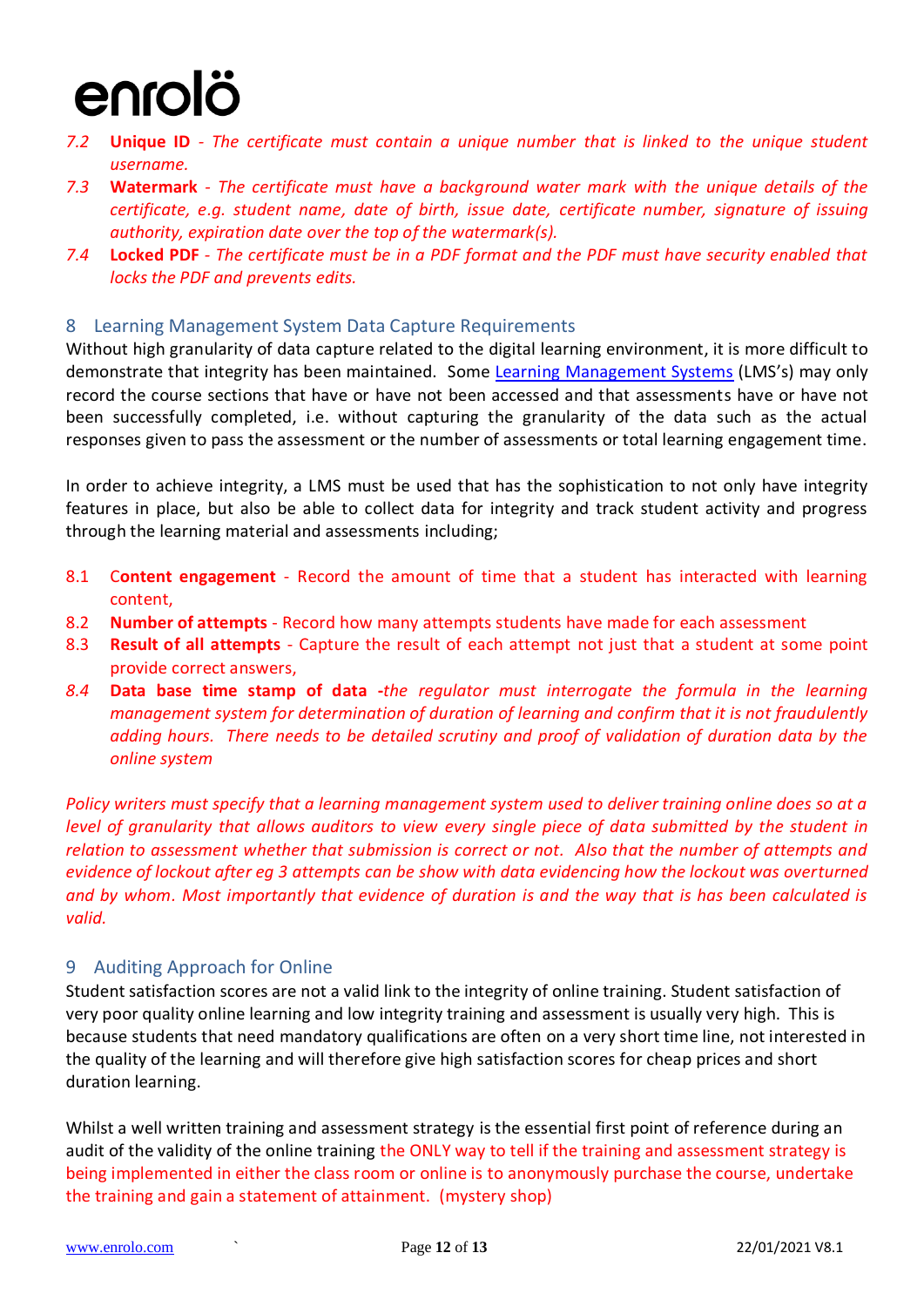7.2 **Unique ID** - *The certificate must contain a unique number that is linked to the unique student username.*

7.3 **Watermark** - *The certificate must have a background water mark with the unique details of the certificate, e.g. student name, date of birth, issue date, certificate number, signature of issuing authority, expiration date over the top of the watermark(s).*

7.4 **Locked PDF** - *The certificate must be in a PDF format and the PDF must have security enabled that locks the PDF and prevents edits.*

## 8 Learning Management System Data Capture Requirements

Without high granularity of data capture related to the digital learning environment, it is more difficult to demonstrate that integrity has been maintained. Some Learning Management Systems (LMS's) may only record the course sections that have or have not been accessed and that assessments have or have not been successfully completed, i.e. without capturing the granularity of the data such as the actual responses given to pass the assessment or the number of assessments or total learning engagement time.

In order to achieve integrity, a LMS must be used that has the sophistication to not only have integrity features in place, but also be able to collect data for integrity and track student activity and progress through the learning material and assessments including;

8.1 **Content engagement** - Record the amount of time that a student has interacted with learning content,

8.2 **Number of attempts** - Record how many attempts students have made for each assessment

8.3 **Result of all attempts** - Capture the result of each attempt not just that a student at some point provide correct answers,

8.4 **Data base time stamp of data** -*the regulator must interrogate the formula in the learning management system for determination of duration of learning and confirm that it is not fraudulently adding hours. There needs to be detailed scrutiny and proof of validation of duration data by the online system*

*Policy writers must specify that a learning management system used to deliver training online does so at a level of granularity that allows auditors to view every single piece of data submitted by the student in relation to assessment whether that submission is correct or not. Also that the number of attempts and evidence of lockout after eg 3 attempts can be show with data evidencing how the lockout was overturned and by whom. Most importantly that evidence of duration is and the way that is has been calculated is valid.*

## 9 Auditing Approach for Online

Student satisfaction scores are not a valid link to the integrity of online training. Student satisfaction of very poor quality online learning and low integrity training and assessment is usually very high. This is because students that need mandatory qualifications are often on a very short time line, not interested in the quality of the learning and will therefore give high satisfaction scores for cheap prices and short duration learning.

Whilst a well written training and assessment strategy is the essential first point of reference during an audit of the validity of the online training the ONLY way to tell if the training and assessment strategy is being implemented in either the class room or online is to anonymously purchase the course, undertake the training and gain a statement of attainment. (mystery shop)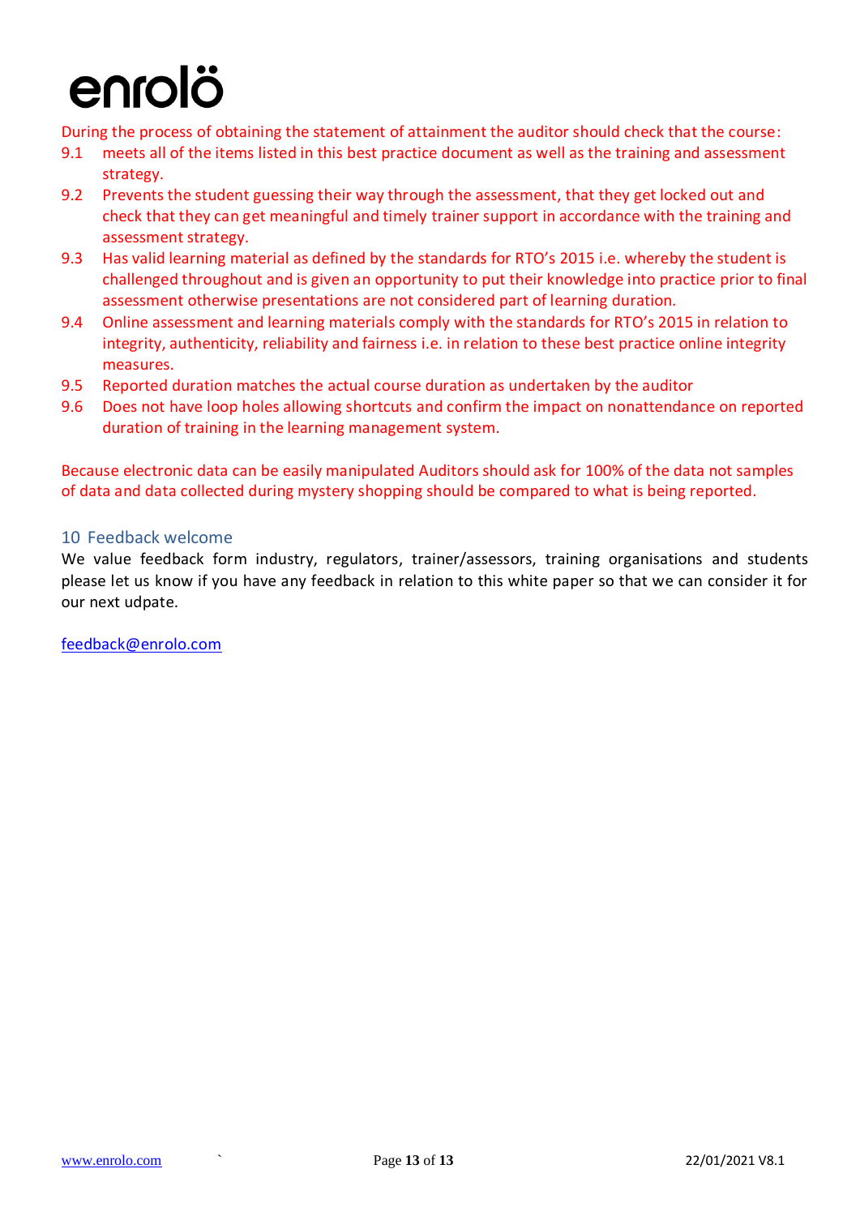During the process of obtaining the statement of attainment the auditor should check that the course:

9.1 meets all of the items listed in this best practice document as well as the training and assessment strategy.

9.2 Prevents the student guessing their way through the assessment, that they get locked out and check that they can get meaningful and timely trainer support in accordance with the training and assessment strategy.

9.3 Has valid learning material as defined by the standards for RTO's 2015 i.e. whereby the student is challenged throughout and is given an opportunity to put their knowledge into practice prior to final assessment otherwise presentations are not considered part of learning duration.

9.4 Online assessment and learning materials comply with the standards for RTO's 2015 in relation to integrity, authenticity, reliability and fairness i.e. in relation to these best practice online integrity measures.

9.5 Reported duration matches the actual course duration as undertaken by the auditor

9.6 Does not have loop holes allowing shortcuts and confirm the impact on nonattendance on reported duration of training in the learning management system.

Because electronic data can be easily manipulated Auditors should ask for 100% of the data not samples of data and data collected during mystery shopping should be compared to what is being reported.

## 10 Feedback welcome

We value feedback form industry, regulators, trainer/assessors, training organisations and students please let us know if you have any feedback in relation to this white paper so that we can consider it for our next udpate.

feedback@enrolo.com